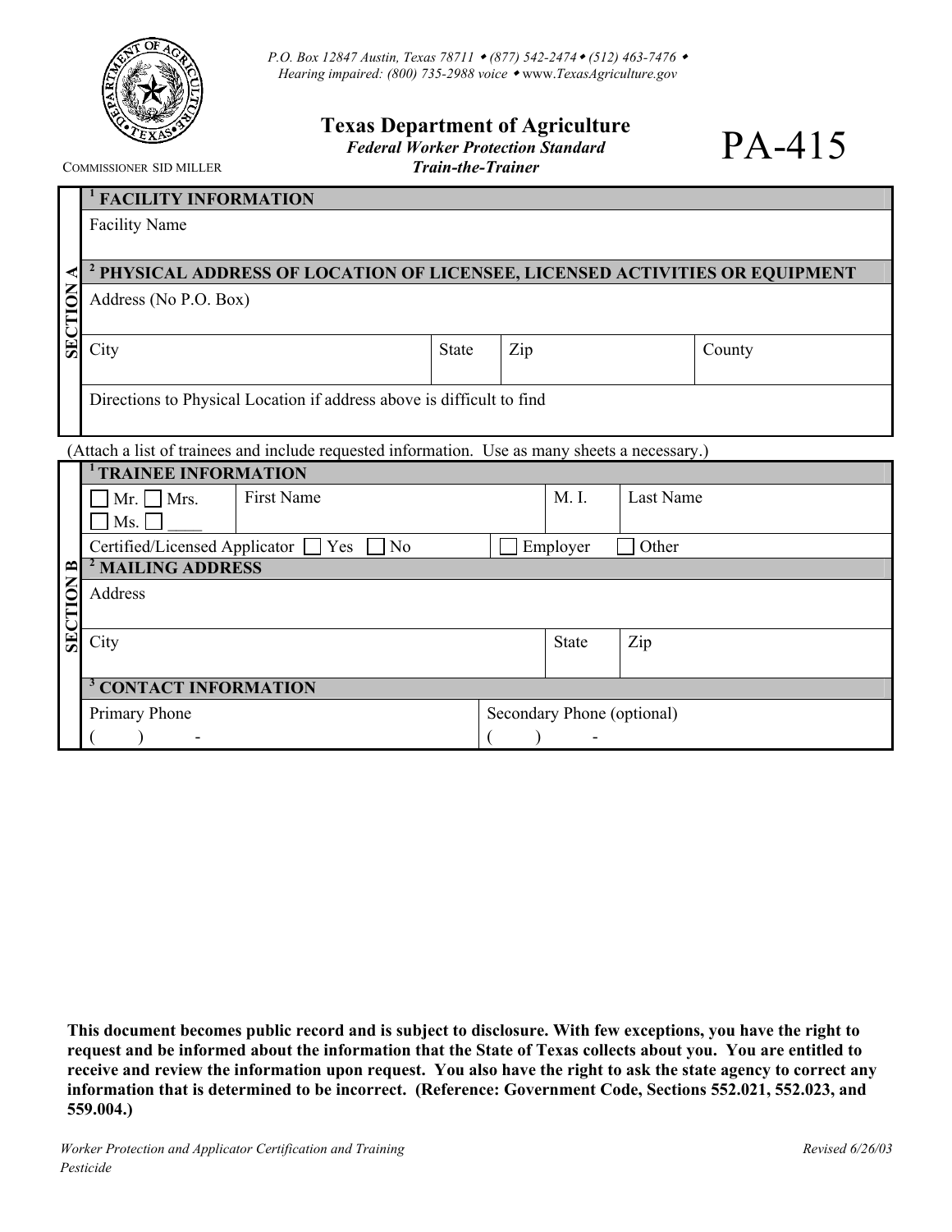P.O. Box 12847 Austin, Texas 78711 • (877) 542-2474 • (512) 463-7476 •
Hearing impaired: (800) 735-2988 voice • www.TexasAgriculture.gov

COMMISSIONER SID MILLER

# Texas Department of Agriculture

***Federal Worker Protection Standard***
***Train-the-Trainer***

# PA-415

## SECTION A

| [1] FACILITY INFORMATION | | | |
|---|---|---|---|
| Facility Name | | | |
| **[2] PHYSICAL ADDRESS OF LOCATION OF LICENSEE, LICENSED ACTIVITIES OR EQUIPMENT** | | | |
| Address (No P.O. Box) | | | |
| City | State | Zip | County |
| Directions to Physical Location if address above is difficult to find | | | |

(Attach a list of trainees and include requested information. Use as many sheets a necessary.)

## SECTION B

| [1] TRAINEE INFORMATION | | | |
|---|---|---|---|
| ☐ Mr. ☐ Mrs. ☐ Ms. ☐ ____ | First Name | M. I. | Last Name |
| Certified/Licensed Applicator ☐ Yes ☐ No | ☐ Employer | ☐ Other | |
| **[2] MAILING ADDRESS** | | | |
| Address | | | |
| City | | State | Zip |
| **[3] CONTACT INFORMATION** | | | |
| Primary Phone ( ) - | Secondary Phone (optional) ( ) - | | |

**This document becomes public record and is subject to disclosure. With few exceptions, you have the right to request and be informed about the information that the State of Texas collects about you. You are entitled to receive and review the information upon request. You also have the right to ask the state agency to correct any information that is determined to be incorrect. (Reference: Government Code, Sections 552.021, 552.023, and 559.004.)**

*Worker Protection and Applicator Certification and Training Pesticide*

*Revised 6/26/03*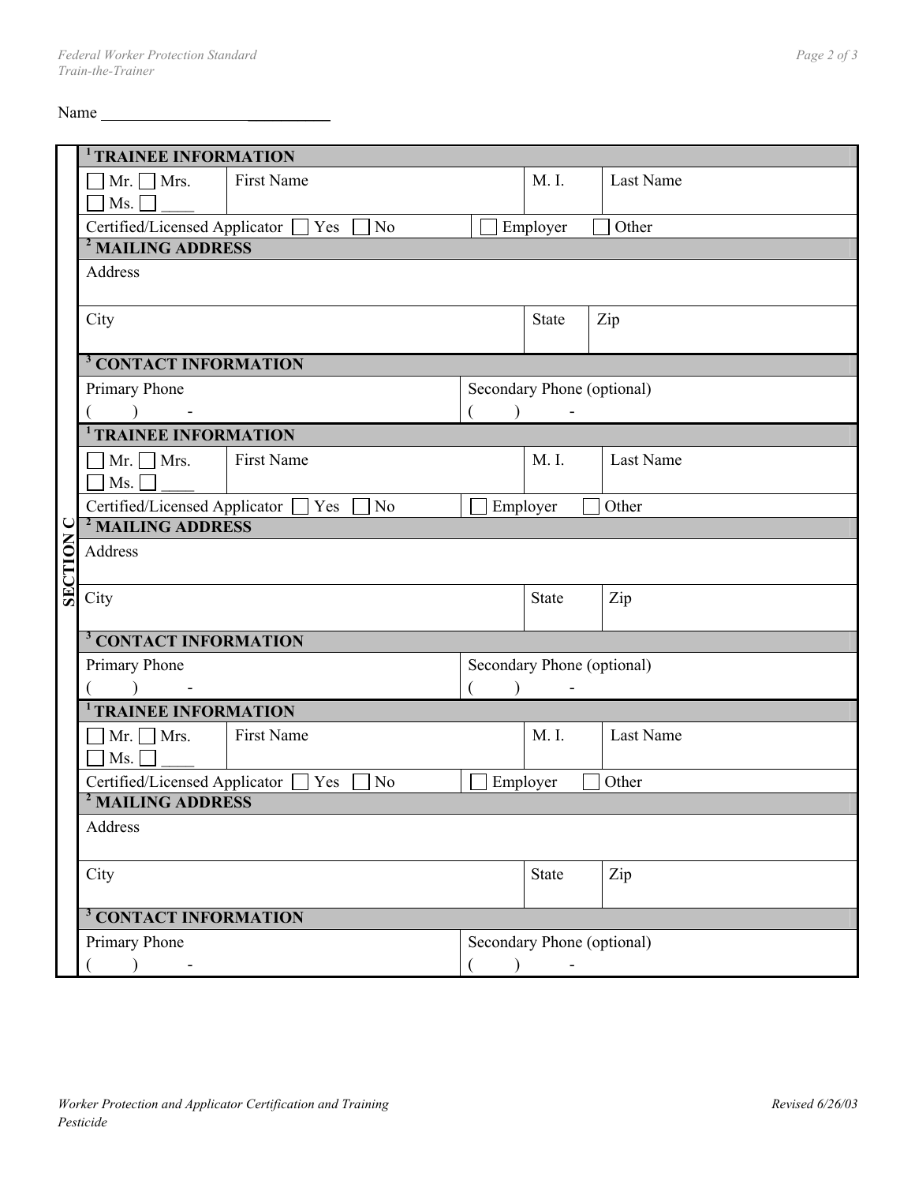Name ______________________________

**SECTION C**

| [1] TRAINEE INFORMATION | | | |
|---|---|---|---|
| ☐ Mr. ☐ Mrs. ☐ Ms. ☐ ____ | First Name | M. I. | Last Name |
| Certified/Licensed Applicator ☐ Yes ☐ No | | ☐ Employer | ☐ Other |
| **[2] MAILING ADDRESS** | | | |
| Address | | | |
| City | | State | Zip |
| **[3] CONTACT INFORMATION** | | | |
| Primary Phone ( ) - | | Secondary Phone (optional) ( ) - | |

| [1] TRAINEE INFORMATION | | | |
|---|---|---|---|
| ☐ Mr. ☐ Mrs. ☐ Ms. ☐ ____ | First Name | M. I. | Last Name |
| Certified/Licensed Applicator ☐ Yes ☐ No | | ☐ Employer | ☐ Other |
| **[2] MAILING ADDRESS** | | | |
| Address | | | |
| City | | State | Zip |
| **[3] CONTACT INFORMATION** | | | |
| Primary Phone ( ) - | | Secondary Phone (optional) ( ) - | |

| [1] TRAINEE INFORMATION | | | |
|---|---|---|---|
| ☐ Mr. ☐ Mrs. ☐ Ms. ☐ ____ | First Name | M. I. | Last Name |
| Certified/Licensed Applicator ☐ Yes ☐ No | | ☐ Employer | ☐ Other |
| **[2] MAILING ADDRESS** | | | |
| Address | | | |
| City | | State | Zip |
| **[3] CONTACT INFORMATION** | | | |
| Primary Phone ( ) - | | Secondary Phone (optional) ( ) - | |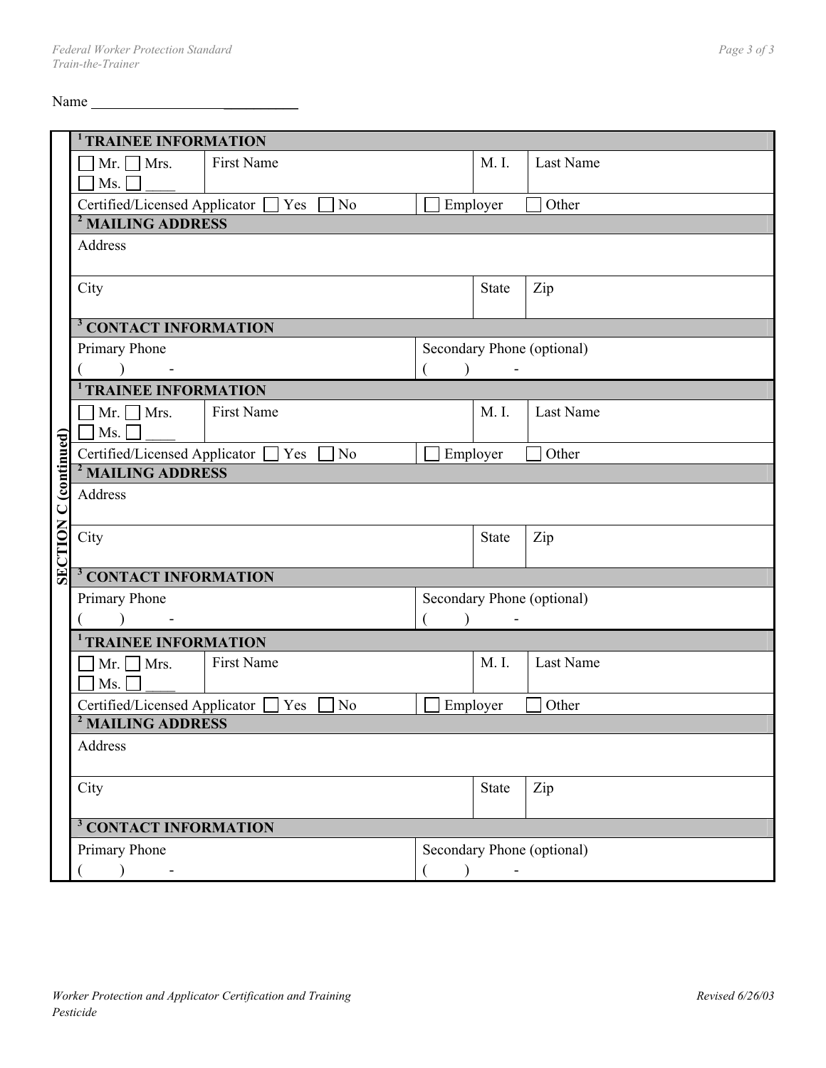Name ______________________________

**SECTION C (continued)**

| | | | |
|---|---|---|---|
| **[1] TRAINEE INFORMATION** | | | |
| ☐ Mr. ☐ Mrs. ☐ Ms. ☐ ____ | First Name | M. I. | Last Name |
| Certified/Licensed Applicator ☐ Yes ☐ No | | ☐ Employer | ☐ Other |
| **[2] MAILING ADDRESS** | | | |
| Address | | | |
| City | | State | Zip |
| **[3] CONTACT INFORMATION** | | | |
| Primary Phone ( ) - | | Secondary Phone (optional) ( ) - | |
| **[1] TRAINEE INFORMATION** | | | |
| ☐ Mr. ☐ Mrs. ☐ Ms. ☐ ____ | First Name | M. I. | Last Name |
| Certified/Licensed Applicator ☐ Yes ☐ No | | ☐ Employer | ☐ Other |
| **[2] MAILING ADDRESS** | | | |
| Address | | | |
| City | | State | Zip |
| **[3] CONTACT INFORMATION** | | | |
| Primary Phone ( ) - | | Secondary Phone (optional) ( ) - | |
| **[1] TRAINEE INFORMATION** | | | |
| ☐ Mr. ☐ Mrs. ☐ Ms. ☐ ____ | First Name | M. I. | Last Name |
| Certified/Licensed Applicator ☐ Yes ☐ No | | ☐ Employer | ☐ Other |
| **[2] MAILING ADDRESS** | | | |
| Address | | | |
| City | | State | Zip |
| **[3] CONTACT INFORMATION** | | | |
| Primary Phone ( ) - | | Secondary Phone (optional) ( ) - | |